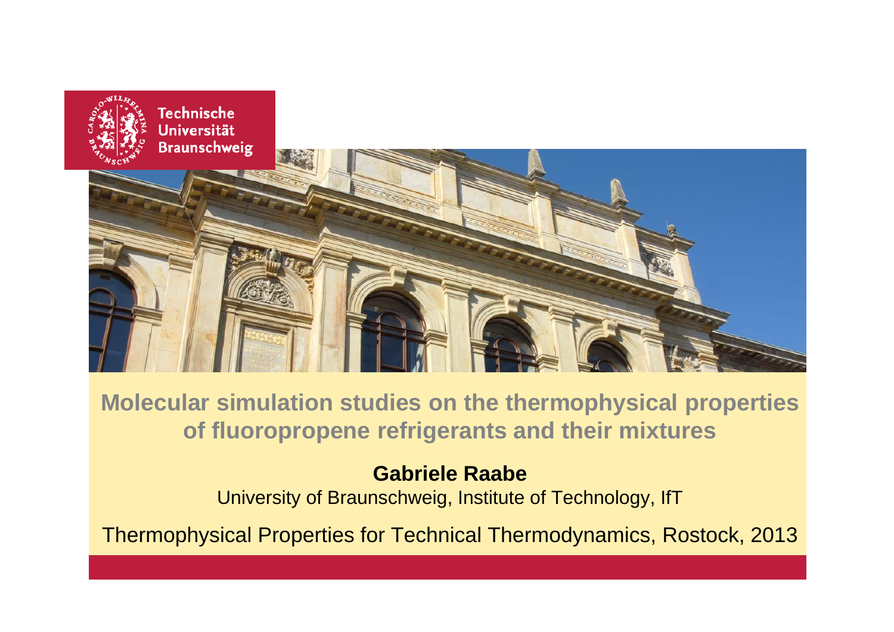Technische Universität Braunschweig

# Molecular simulation studies on the thermophysical properties of fluoropropene refrigerants and their mixtures

**Gabriele Raabe**

University of Braunschweig, Institute of Technology, IfT

Thermophysical Properties for Technical Thermodynamics, Rostock, 2013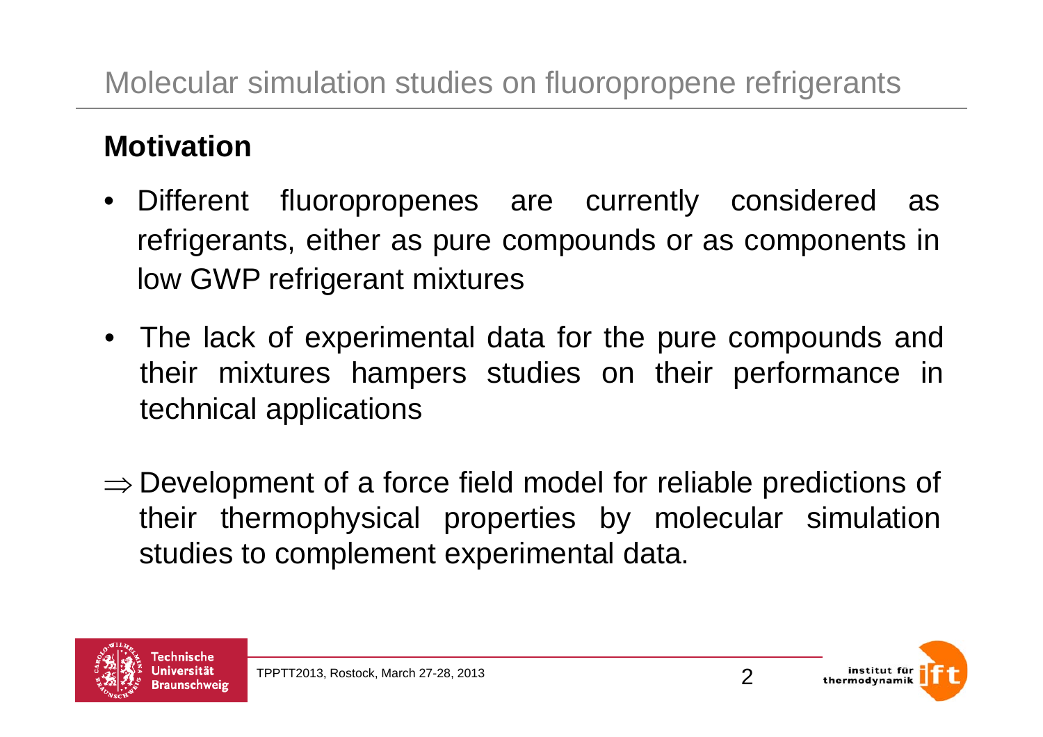## Molecular simulation studies on fluoropropene refrigerants

### Motivation

- Different fluoropropenes are currently considered as refrigerants, either as pure compounds or as components in low GWP refrigerant mixtures
- The lack of experimental data for the pure compounds and their mixtures hampers studies on their performance in technical applications

$\Rightarrow$ Development of a force field model for reliable predictions of their thermophysical properties by molecular simulation studies to complement experimental data.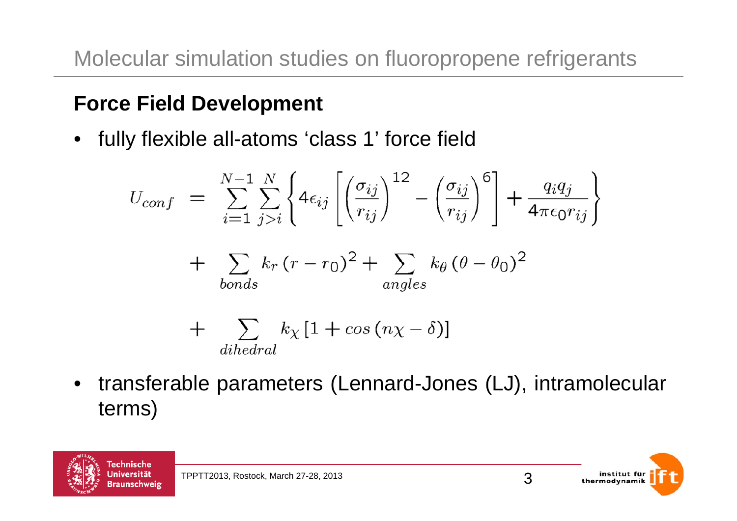# Molecular simulation studies on fluoropropene refrigerants

## Force Field Development

- fully flexible all-atoms 'class 1' force field

$$
\begin{aligned}
U_{conf} \;=\; & \sum_{i=1}^{N-1} \sum_{j>i}^{N} \left\{ 4\epsilon_{ij} \left[ \left( \frac{\sigma_{ij}}{r_{ij}} \right)^{12} - \left( \frac{\sigma_{ij}}{r_{ij}} \right)^{6} \right] + \frac{q_i q_j}{4\pi\epsilon_0 r_{ij}} \right\} \\
& + \sum_{bonds} k_r \left( r - r_0 \right)^2 + \sum_{angles} k_\theta \left( \theta - \theta_0 \right)^2 \\
& + \sum_{dihedral} k_\chi \left[ 1 + cos \left( n\chi - \delta \right) \right]
\end{aligned}
$$

- transferable parameters (Lennard-Jones (LJ), intramolecular terms)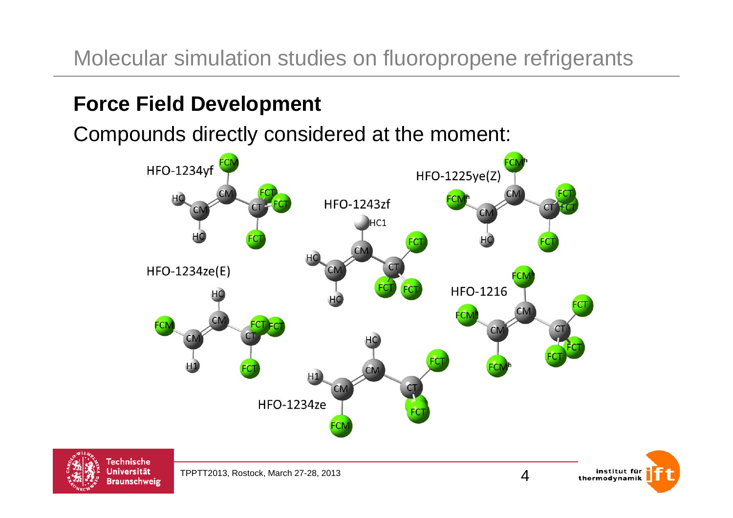# Molecular simulation studies on fluoropropene refrigerants

## Force Field Development

Compounds directly considered at the moment:

HFO-1234yf

HFO-1225ye(Z)

HFO-1243zf

HFO-1234ze(E)

HFO-1216

HFO-1234ze

TPPTT2013, Rostock, March 27-28, 2013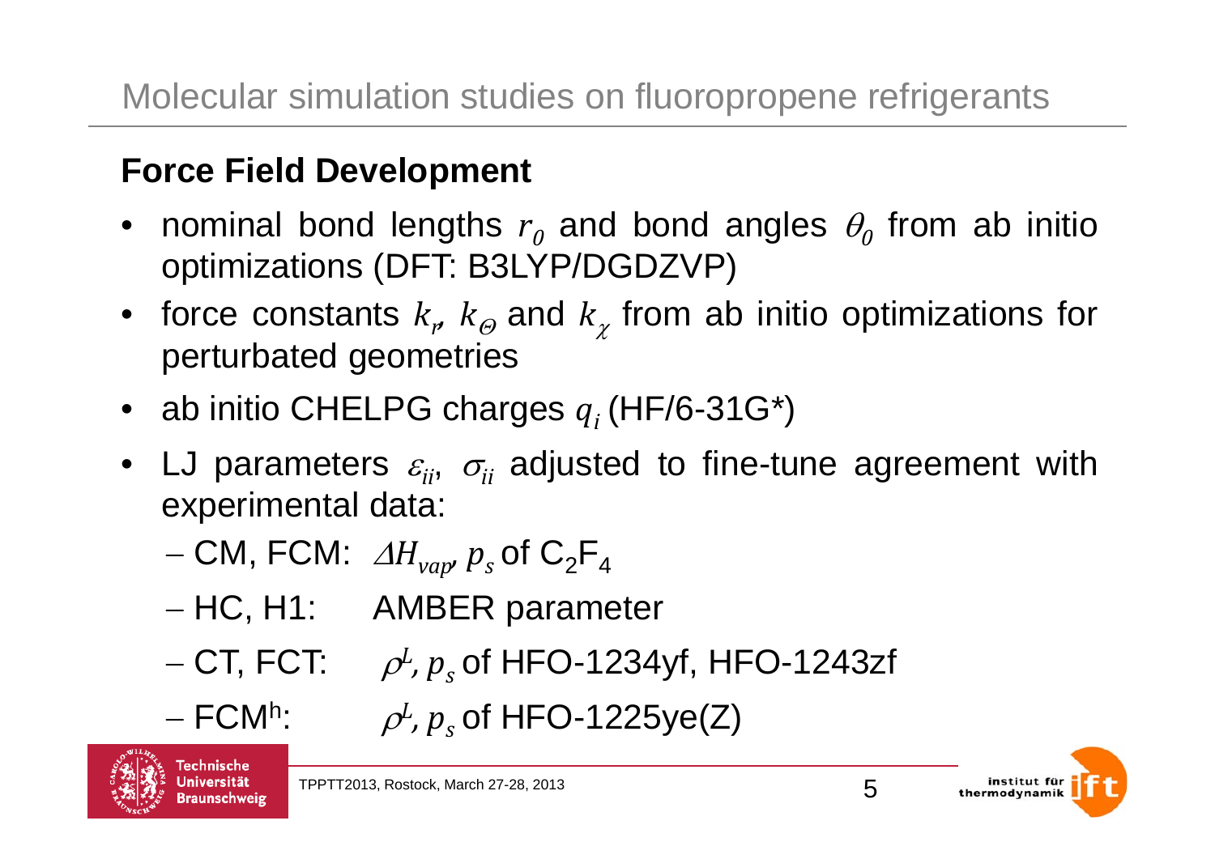# Molecular simulation studies on fluoropropene refrigerants

## Force Field Development

- nominal bond lengths $r_0$ and bond angles $\theta_0$ from ab initio optimizations (DFT: B3LYP/DGDZVP)
- force constants $k_r$, $k_\Theta$ and $k_\chi$ from ab initio optimizations for perturbated geometries
- ab initio CHELPG charges $q_i$ (HF/6-31G*)
- LJ parameters $\varepsilon_{ii}$, $\sigma_{ii}$ adjusted to fine-tune agreement with experimental data:
  - CM, FCM: $\Delta H_{vap}$, $p_s$ of $C_2F_4$
  - HC, H1: AMBER parameter
  - CT, FCT: $\rho^L$, $p_s$ of HFO-1234yf, HFO-1243zf
  - $FCM^h$: $\rho^L$, $p_s$ of HFO-1225ye(Z)

TPPTT2013, Rostock, March 27-28, 2013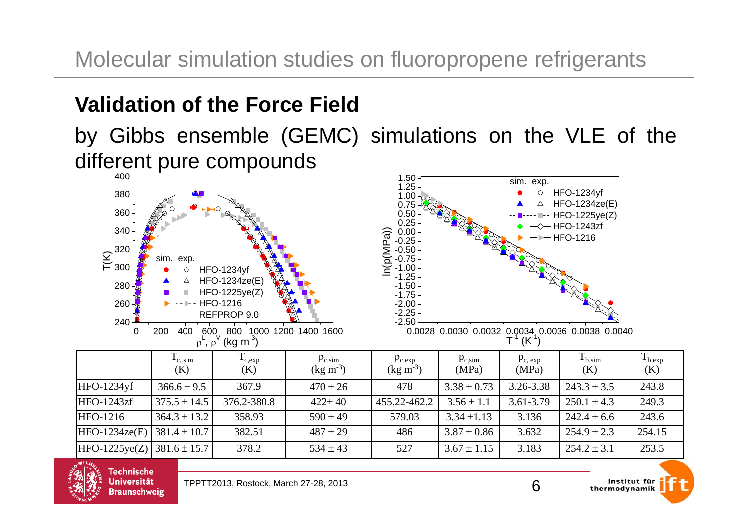# Molecular simulation studies on fluoropropene refrigerants

## Validation of the Force Field

by Gibbs ensemble (GEMC) simulations on the VLE of the different pure compounds

T(K)

400
380
360
340
320
300
280
260
240

0 200 400 600 800 1000 1200 1400 1600

$\rho^L$, $\rho^V$ (kg m$^{-3}$)

sim. exp.
HFO-1234yf
HFO-1234ze(E)
HFO-1225ye(Z)
HFO-1216
REFPROP 9.0

ln(p(MPa))

1.50
1.25
1.00
0.75
0.50
0.25
0.00
-0.25
-0.50
-0.75
-1.00
-1.25
-1.50
-1.75
-2.00
-2.25
-2.50

0.0028 0.0030 0.0032 0.0034 0.0036 0.0038 0.0040

$T^{-1}$ (K$^{-1}$)

sim. exp.
HFO-1234yf
HFO-1234ze(E)
HFO-1225ye(Z)
HFO-1243zf
HFO-1216

| | $T_{c,sim}$ (K) | $T_{c,exp}$ (K) | $\rho_{c,sim}$ (kg m$^{-3}$) | $\rho_{c,exp}$ (kg m$^{-3}$) | $p_{c,sim}$ (MPa) | $p_{c,exp}$ (MPa) | $T_{b,sim}$ (K) | $T_{b,exp}$ (K) |
|---|---|---|---|---|---|---|---|---|
| HFO-1234yf | 366.6 ± 9.5 | 367.9 | 470 ± 26 | 478 | 3.38 ± 0.73 | 3.26-3.38 | 243.3 ± 3.5 | 243.8 |
| HFO-1243zf | 375.5 ± 14.5 | 376.2-380.8 | 422± 40 | 455.22-462.2 | 3.56 ± 1.1 | 3.61-3.79 | 250.1 ± 4.3 | 249.3 |
| HFO-1216 | 364.3 ± 13.2 | 358.93 | 590 ± 49 | 579.03 | 3.34 ±1.13 | 3.136 | 242.4 ± 6.6 | 243.6 |
| HFO-1234ze(E) | 381.4 ± 10.7 | 382.51 | 487 ± 29 | 486 | 3.87 ± 0.86 | 3.632 | 254.9 ± 2.3 | 254.15 |
| HFO-1225ye(Z) | 381.6 ± 15.7 | 378.2 | 534 ± 43 | 527 | 3.67 ± 1.15 | 3.183 | 254.2 ± 3.1 | 253.5 |

TPPTT2013, Rostock, March 27-28, 2013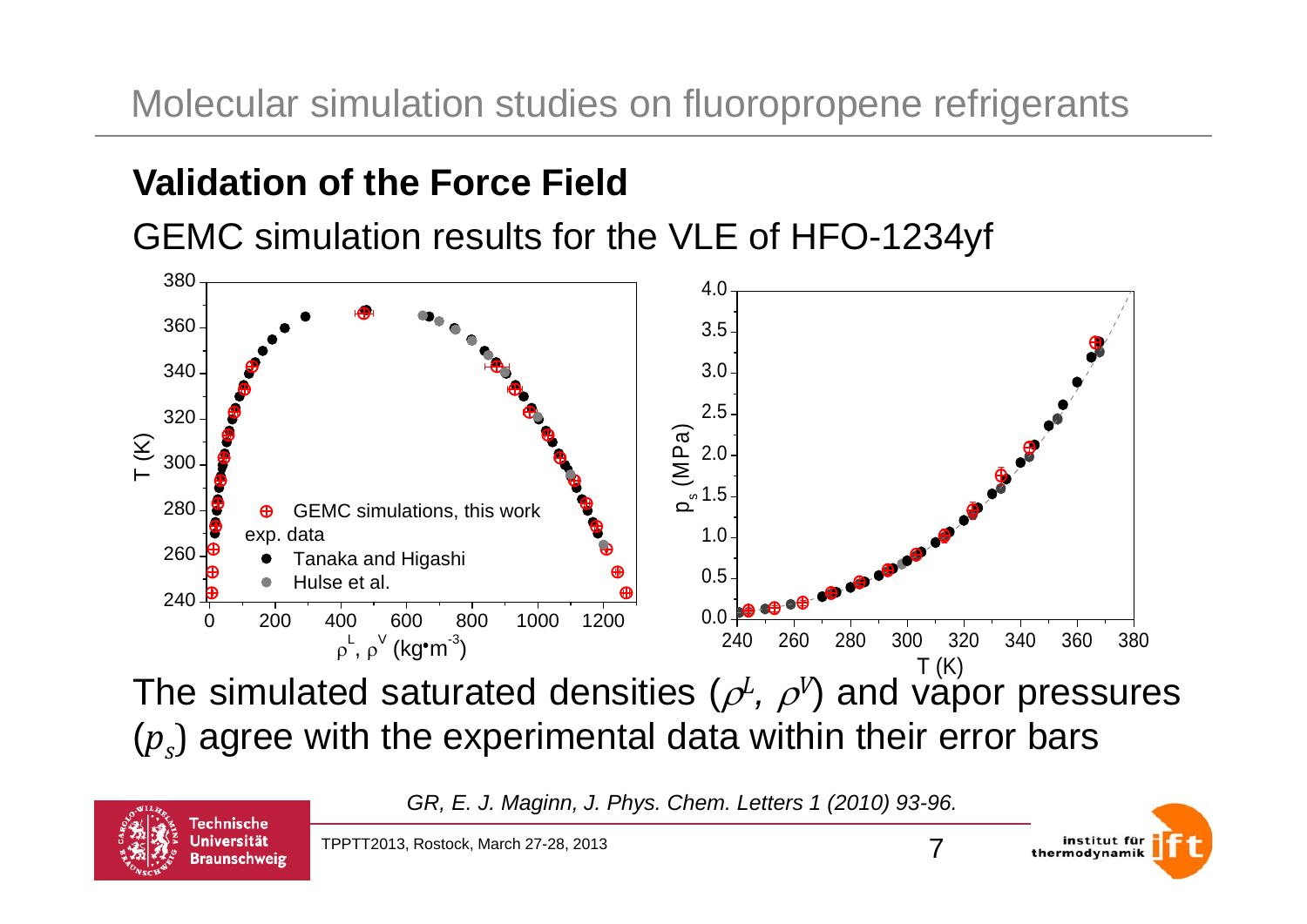## Validation of the Force Field

GEMC simulation results for the VLE of HFO-1234yf

380
360
340
320
300
280
260
240
T (K)
0
200
400
600
800
1000
1200
$\rho^L$, $\rho^V$ (kg•m$^{-3}$)
GEMC simulations, this work
exp. data
Tanaka and Higashi
Hulse et al.

4.0
3.5
3.0
2.5
2.0
1.5
1.0
0.5
0.0
$p_s$ (MPa)
240
260
280
300
320
340
360
380
T (K)

The simulated saturated densities ($\rho^L$, $\rho^V$) and vapor pressures ($p_s$) agree with the experimental data within their error bars

*GR, E. J. Maginn, J. Phys. Chem. Letters 1 (2010) 93-96.*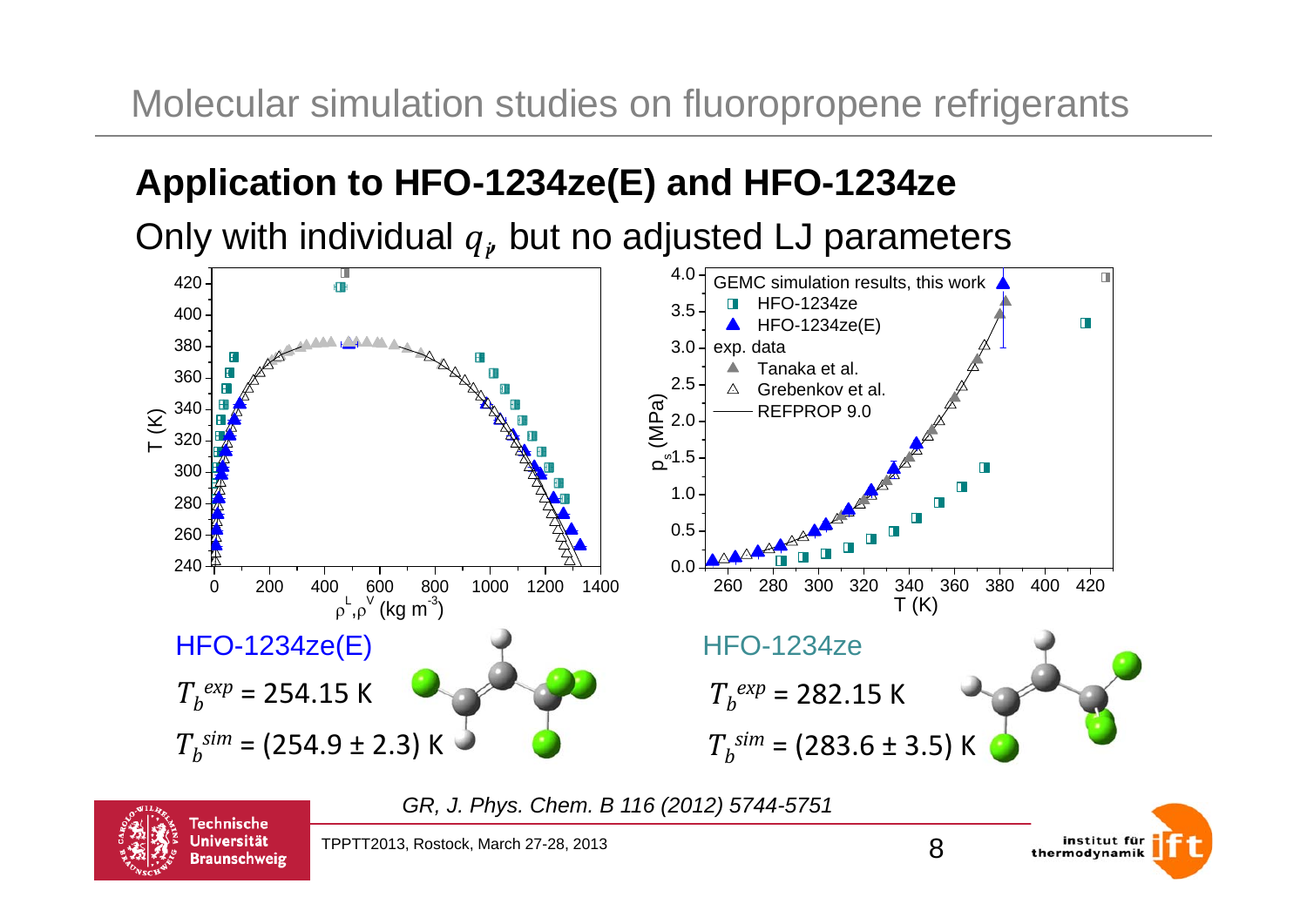## Application to HFO-1234ze(E) and HFO-1234ze

Only with individual $q_i$, but no adjusted LJ parameters

T (K)
420
400
380
360
340
320
300
280
260
240
0 200 400 600 800 1000 1200 1400
$\rho^L, \rho^V$ (kg m$^{-3}$)

4.0
3.5
3.0
2.5
2.0
1.5
1.0
0.5
0.0
$p_s$ (MPa)
260 280 300 320 340 360 380 400 420
T (K)

GEMC simulation results, this work
HFO-1234ze
HFO-1234ze(E)
exp. data
Tanaka et al.
Grebenkov et al.
REFPROP 9.0

HFO-1234ze(E)

$T_b^{exp}$ = 254.15 K

$T_b^{sim}$ = (254.9 ± 2.3) K

HFO-1234ze

$T_b^{exp}$ = 282.15 K

$T_b^{sim}$ = (283.6 ± 3.5) K

*GR, J. Phys. Chem. B 116 (2012) 5744-5751*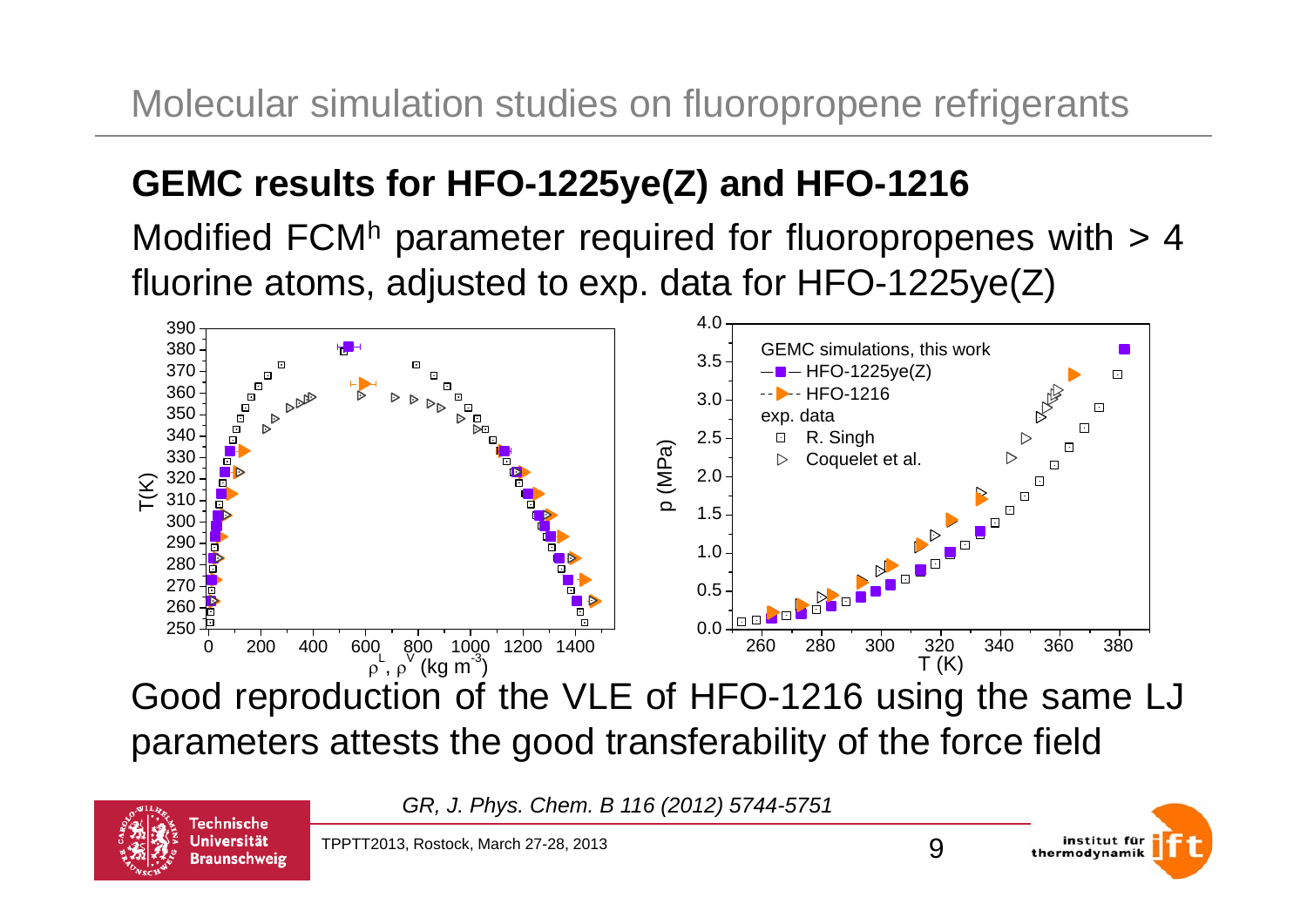# Molecular simulation studies on fluoropropene refrigerants

## GEMC results for HFO-1225ye(Z) and HFO-1216

Modified FCM$^h$ parameter required for fluoropropenes with > 4 fluorine atoms, adjusted to exp. data for HFO-1225ye(Z)

T(K)

390
380
370
360
350
340
330
320
310
300
290
280
270
260
250

0
200
400
600
800
1000
1200
1400

$\rho^L$, $\rho^V$ (kg m$^{-3}$)

p (MPa)

4.0
3.5
3.0
2.5
2.0
1.5
1.0
0.5
0.0

260
280
300
320
340
360
380

T (K)

GEMC simulations, this work

HFO-1225ye(Z)

HFO-1216

exp. data

R. Singh

Coquelet et al.

Good reproduction of the VLE of HFO-1216 using the same LJ parameters attests the good transferability of the force field

*GR, J. Phys. Chem. B 116 (2012) 5744-5751*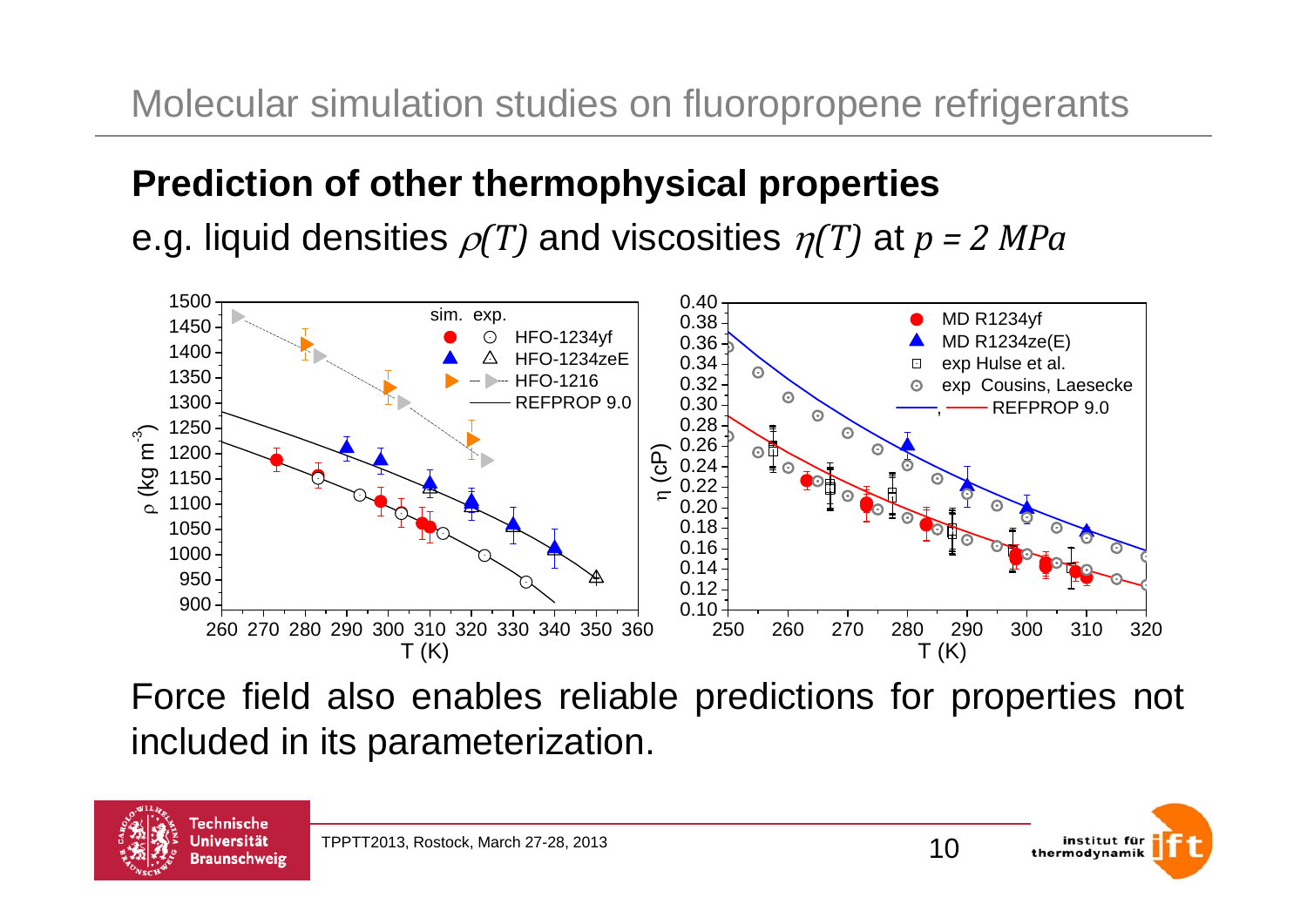# Molecular simulation studies on fluoropropene refrigerants

## Prediction of other thermophysical properties

e.g. liquid densities $\rho(T)$ and viscosities $\eta(T)$ at $p = 2\ MPa$

Force field also enables reliable predictions for properties not included in its parameterization.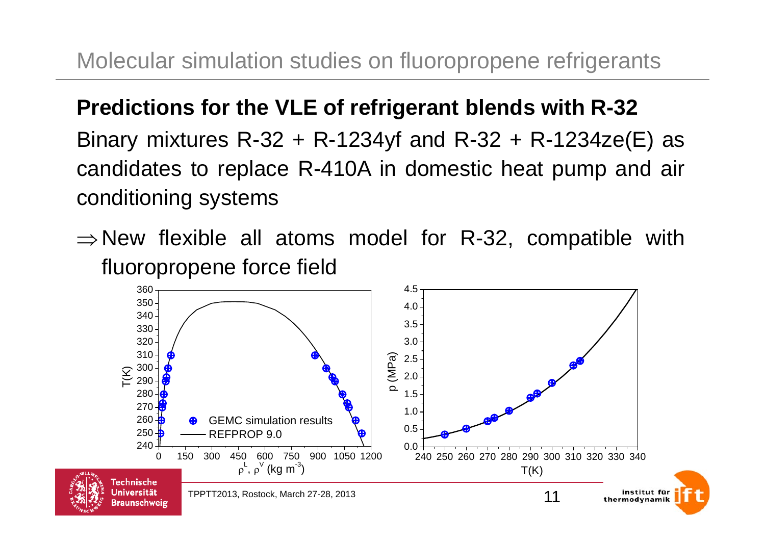# Molecular simulation studies on fluoropropene refrigerants

## Predictions for the VLE of refrigerant blends with R-32

Binary mixtures R-32 + R-1234yf and R-32 + R-1234ze(E) as candidates to replace R-410A in domestic heat pump and air conditioning systems

$\Rightarrow$ New flexible all atoms model for R-32, compatible with fluoropropene force field

T(K)

360
350
340
330
320
310
300
290
280
270
260
250
240

0 150 300 450 600 750 900 1050 1200

$\rho^L$, $\rho^V$ (kg m$^{-3}$)

GEMC simulation results

REFPROP 9.0

p (MPa)

4.5
4.0
3.5
3.0
2.5
2.0
1.5
1.0
0.5
0.0

240 250 260 270 280 290 300 310 320 330 340

T(K)

TPPTT2013, Rostock, March 27-28, 2013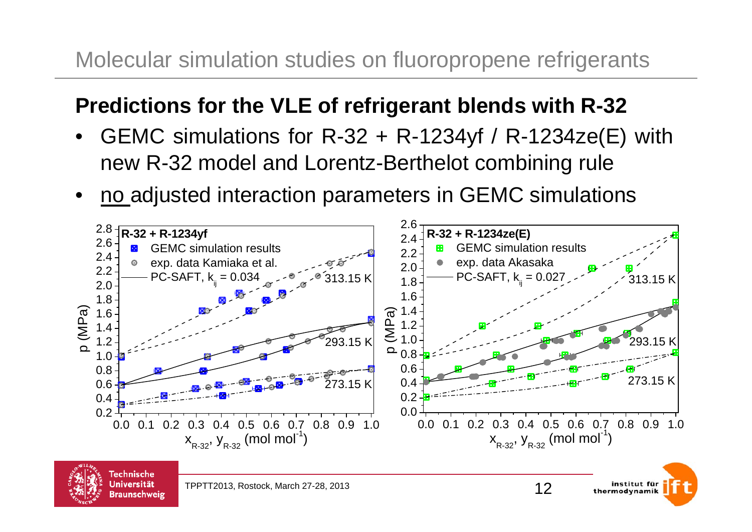## Molecular simulation studies on fluoropropene refrigerants

### Predictions for the VLE of refrigerant blends with R-32

- GEMC simulations for R-32 + R-1234yf / R-1234ze(E) with new R-32 model and Lorentz-Berthelot combining rule
- no adjusted interaction parameters in GEMC simulations

R-32 + R-1234yf
GEMC simulation results
exp. data Kamiaka et al.
PC-SAFT, $k_{ij}$ = 0.034
313.15 K
293.15 K
273.15 K
p (MPa)
2.8
2.6
2.4
2.2
2.0
1.8
1.6
1.4
1.2
1.0
0.8
0.6
0.4
0.2
0.0 0.1 0.2 0.3 0.4 0.5 0.6 0.7 0.8 0.9 1.0
$x_{R\text{-}32}$, $y_{R\text{-}32}$ (mol mol$^{-1}$)

R-32 + R-1234ze(E)
GEMC simulation results
exp. data Akasaka
PC-SAFT, $k_{ij}$ = 0.027
313.15 K
293.15 K
273.15 K
p (MPa)
2.6
2.4
2.2
2.0
1.8
1.6
1.4
1.2
1.0
0.8
0.6
0.4
0.2
0.0
0.0 0.1 0.2 0.3 0.4 0.5 0.6 0.7 0.8 0.9 1.0
$x_{R\text{-}32}$, $y_{R\text{-}32}$ (mol mol$^{-1}$)

TPPTT2013, Rostock, March 27-28, 2013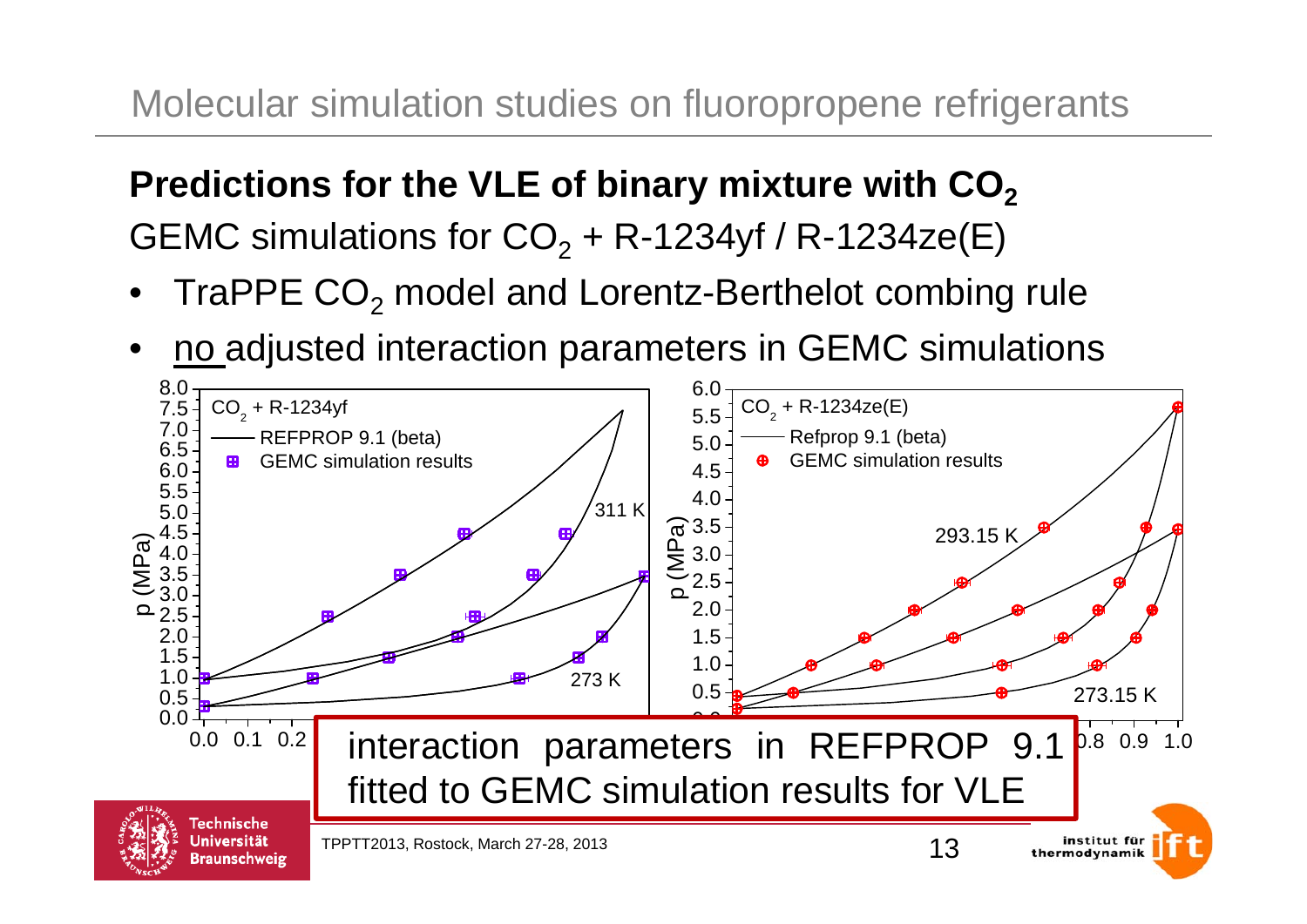## Molecular simulation studies on fluoropropene refrigerants

**Predictions for the VLE of binary mixture with $CO_2$**

GEMC simulations for $CO_2$ + R-1234yf / R-1234ze(E)

- TraPPE $CO_2$ model and Lorentz-Berthelot combing rule
- no adjusted interaction parameters in GEMC simulations

$CO_2$ + R-1234yf
REFPROP 9.1 (beta)
GEMC simulation results
311 K
273 K
p (MPa)
8.0
7.5
7.0
6.5
6.0
5.5
5.0
4.5
4.0
3.5
3.0
2.5
2.0
1.5
1.0
0.5
0.0
0.0 0.1 0.2

$CO_2$ + R-1234ze(E)
Refprop 9.1 (beta)
GEMC simulation results
293.15 K
273.15 K
p (MPa)
6.0
5.5
5.0
4.5
4.0
3.5
3.0
2.5
2.0
1.5
1.0
0.5
0.8 0.9 1.0

interaction parameters in REFPROP 9.1 fitted to GEMC simulation results for VLE

TPPTT2013, Rostock, March 27-28, 2013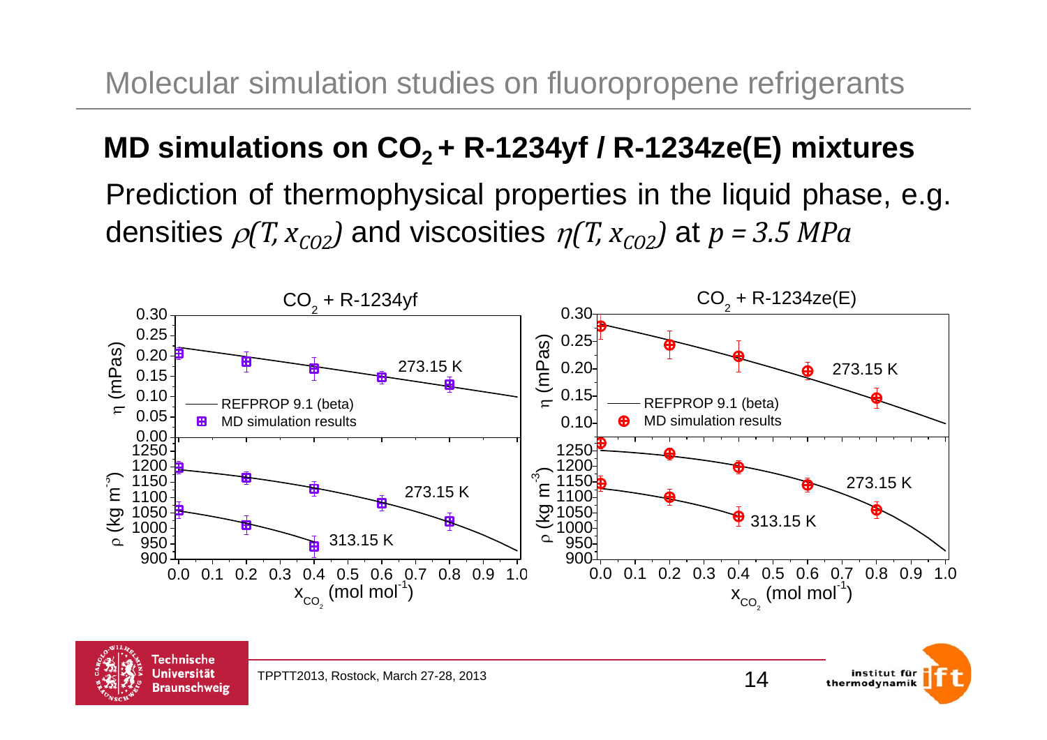## MD simulations on $CO_2$ + R-1234yf / R-1234ze(E) mixtures

Prediction of thermophysical properties in the liquid phase, e.g. densities $\rho(T, x_{CO2})$ and viscosities $\eta(T, x_{CO2})$ at $p = 3.5$ MPa

$CO_2$ + R-1234yf

η (mPas)

0.30
0.25
0.20
0.15
0.10
0.05
0.00

273.15 K

REFPROP 9.1 (beta)

MD simulation results

ρ (kg m$^{-3}$)

1250
1200
1150
1100
1050
1000
950
900

273.15 K

313.15 K

0.0 0.1 0.2 0.3 0.4 0.5 0.6 0.7 0.8 0.9 1.0

$x_{CO_2}$ (mol mol$^{-1}$)

$CO_2$ + R-1234ze(E)

η (mPas)

0.30
0.25
0.20
0.15
0.10

273.15 K

REFPROP 9.1 (beta)

MD simulation results

ρ (kg m$^{-3}$)

1250
1200
1150
1100
1050
1000
950
900

273.15 K

313.15 K

0.0 0.1 0.2 0.3 0.4 0.5 0.6 0.7 0.8 0.9 1.0

$x_{CO_2}$ (mol mol$^{-1}$)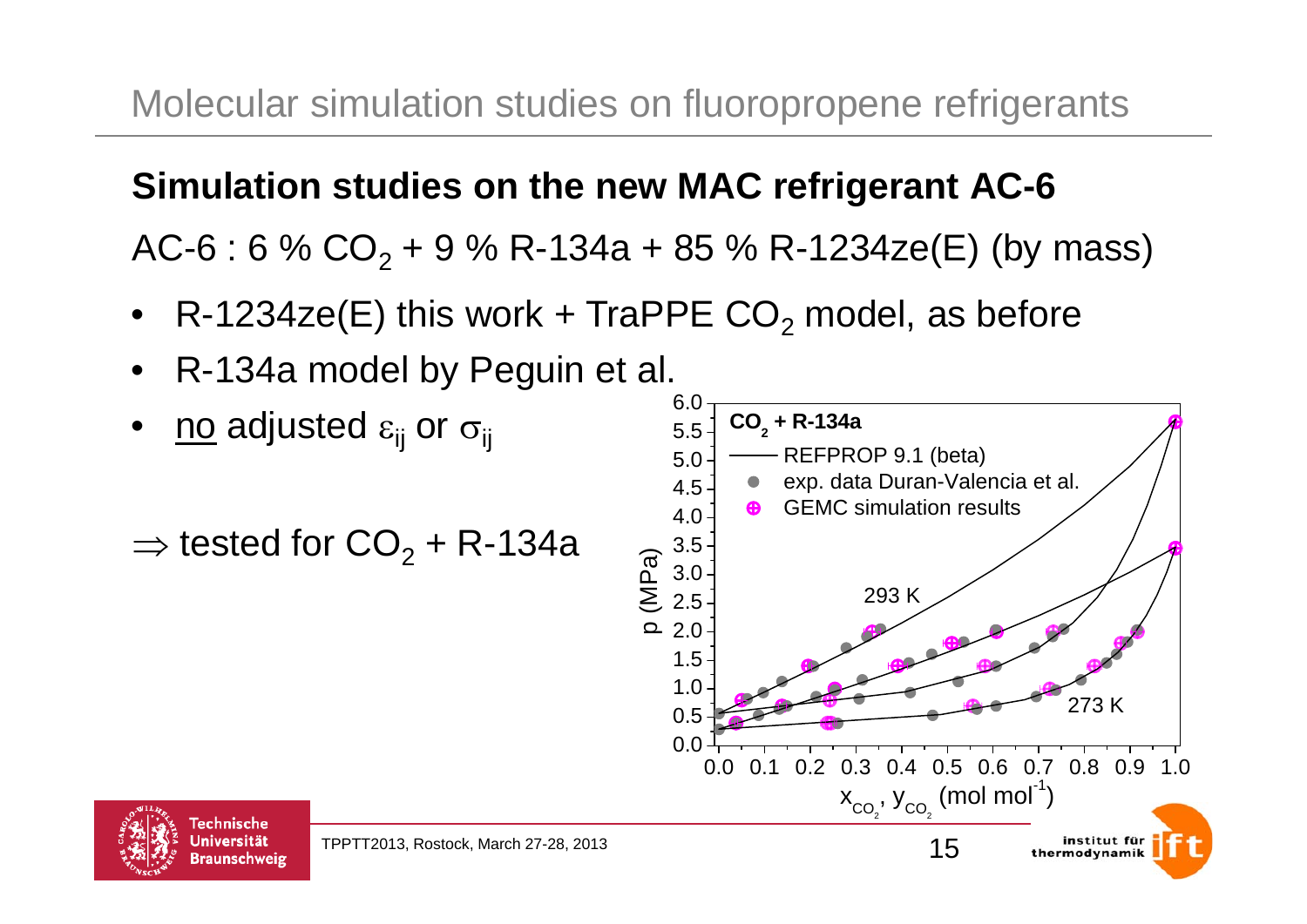# Molecular simulation studies on fluoropropene refrigerants

## Simulation studies on the new MAC refrigerant AC-6

AC-6 : 6 % $CO_2$ + 9 % R-134a + 85 % R-1234ze(E) (by mass)

- R-1234ze(E) this work + TraPPE $CO_2$ model, as before
- R-134a model by Peguin et al.
- no adjusted $\varepsilon_{ij}$ or $\sigma_{ij}$

$\Rightarrow$ tested for $CO_2$ + R-134a

$CO_2$ + R-134a

REFPROP 9.1 (beta)

exp. data Duran-Valencia et al.

GEMC simulation results

293 K

273 K

p (MPa)

6.0 5.5 5.0 4.5 4.0 3.5 3.0 2.5 2.0 1.5 1.0 0.5 0.0

0.0 0.1 0.2 0.3 0.4 0.5 0.6 0.7 0.8 0.9 1.0

$x_{CO_2}$, $y_{CO_2}$ (mol mol$^{-1}$)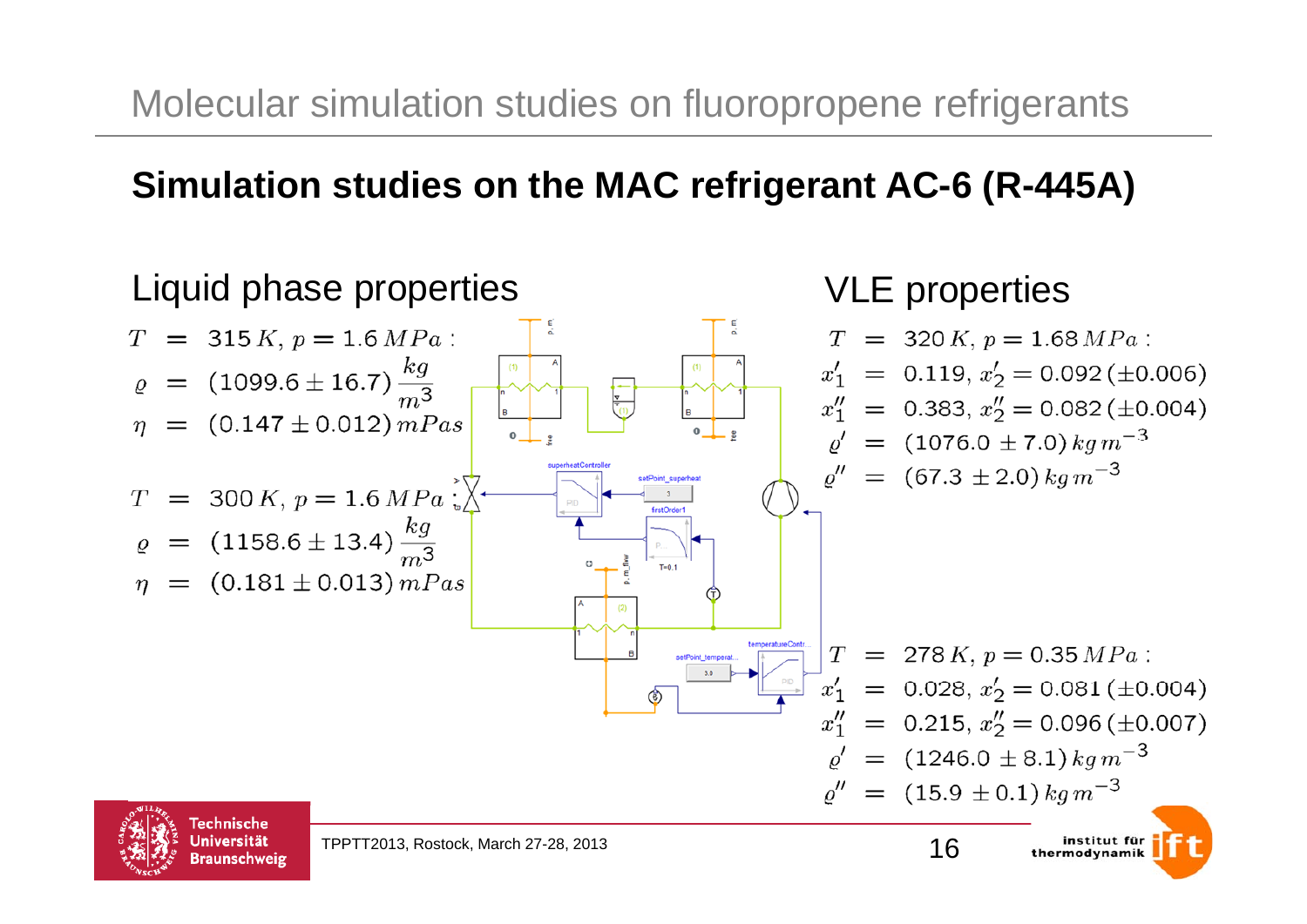# Molecular simulation studies on fluoropropene refrigerants

## Simulation studies on the MAC refrigerant AC-6 (R-445A)

### Liquid phase properties

$$
\begin{aligned}
T &= 315\,K,\, p = 1.6\,MPa: \\
\varrho &= (1099.6 \pm 16.7)\,\frac{kg}{m^3} \\
\eta &= (0.147 \pm 0.012)\,mPas
\end{aligned}
$$

$$
\begin{aligned}
T &= 300\,K,\, p = 1.6\,MPa: \\
\varrho &= (1158.6 \pm 13.4)\,\frac{kg}{m^3} \\
\eta &= (0.181 \pm 0.013)\,mPas
\end{aligned}
$$

### VLE properties

$$
\begin{aligned}
T &= 320\,K,\, p = 1.68\,MPa: \\
x_1' &= 0.119,\, x_2' = 0.092\,(\pm 0.006) \\
x_1'' &= 0.383,\, x_2'' = 0.082\,(\pm 0.004) \\
\varrho' &= (1076.0\,\pm 7.0)\,kg\,m^{-3} \\
\varrho'' &= (67.3\,\pm 2.0)\,kg\,m^{-3}
\end{aligned}
$$

$$
\begin{aligned}
T &= 278\,K,\, p = 0.35\,MPa: \\
x_1' &= 0.028,\, x_2' = 0.081\,(\pm 0.004) \\
x_1'' &= 0.215,\, x_2'' = 0.096\,(\pm 0.007) \\
\varrho' &= (1246.0\,\pm 8.1)\,kg\,m^{-3} \\
\varrho'' &= (15.9\,\pm 0.1)\,kg\,m^{-3}
\end{aligned}
$$

TPPTT2013, Rostock, March 27-28, 2013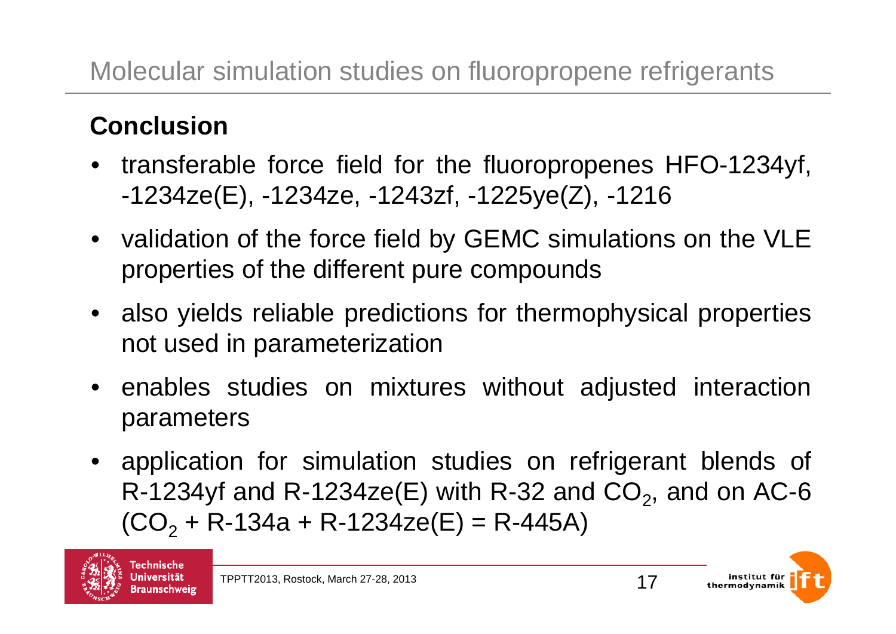# Molecular simulation studies on fluoropropene refrigerants

## Conclusion

- transferable force field for the fluoropropenes HFO-1234yf, -1234ze(E), -1234ze, -1243zf, -1225ye(Z), -1216
- validation of the force field by GEMC simulations on the VLE properties of the different pure compounds
- also yields reliable predictions for thermophysical properties not used in parameterization
- enables studies on mixtures without adjusted interaction parameters
- application for simulation studies on refrigerant blends of R-1234yf and R-1234ze(E) with R-32 and $CO_2$, and on AC-6 ($CO_2$ + R-134a + R-1234ze(E) = R-445A)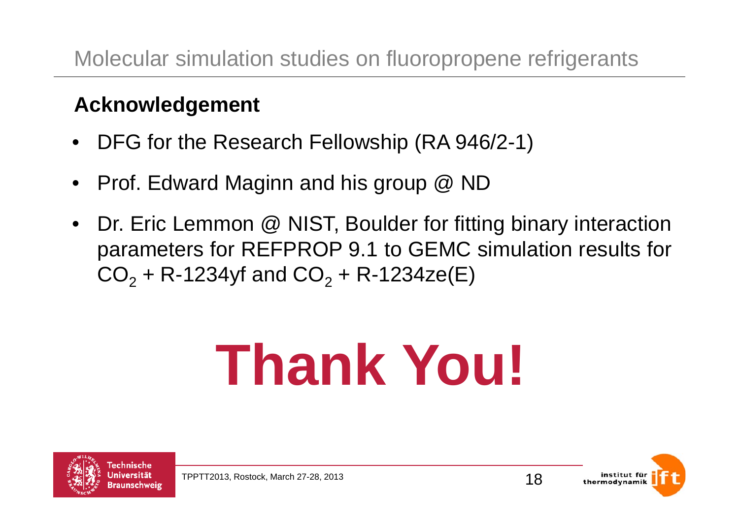## Acknowledgement

- DFG for the Research Fellowship (RA 946/2-1)
- Prof. Edward Maginn and his group @ ND
- Dr. Eric Lemmon @ NIST, Boulder for fitting binary interaction parameters for REFPROP 9.1 to GEMC simulation results for $CO_2$ + R-1234yf and $CO_2$ + R-1234ze(E)

# Thank You!